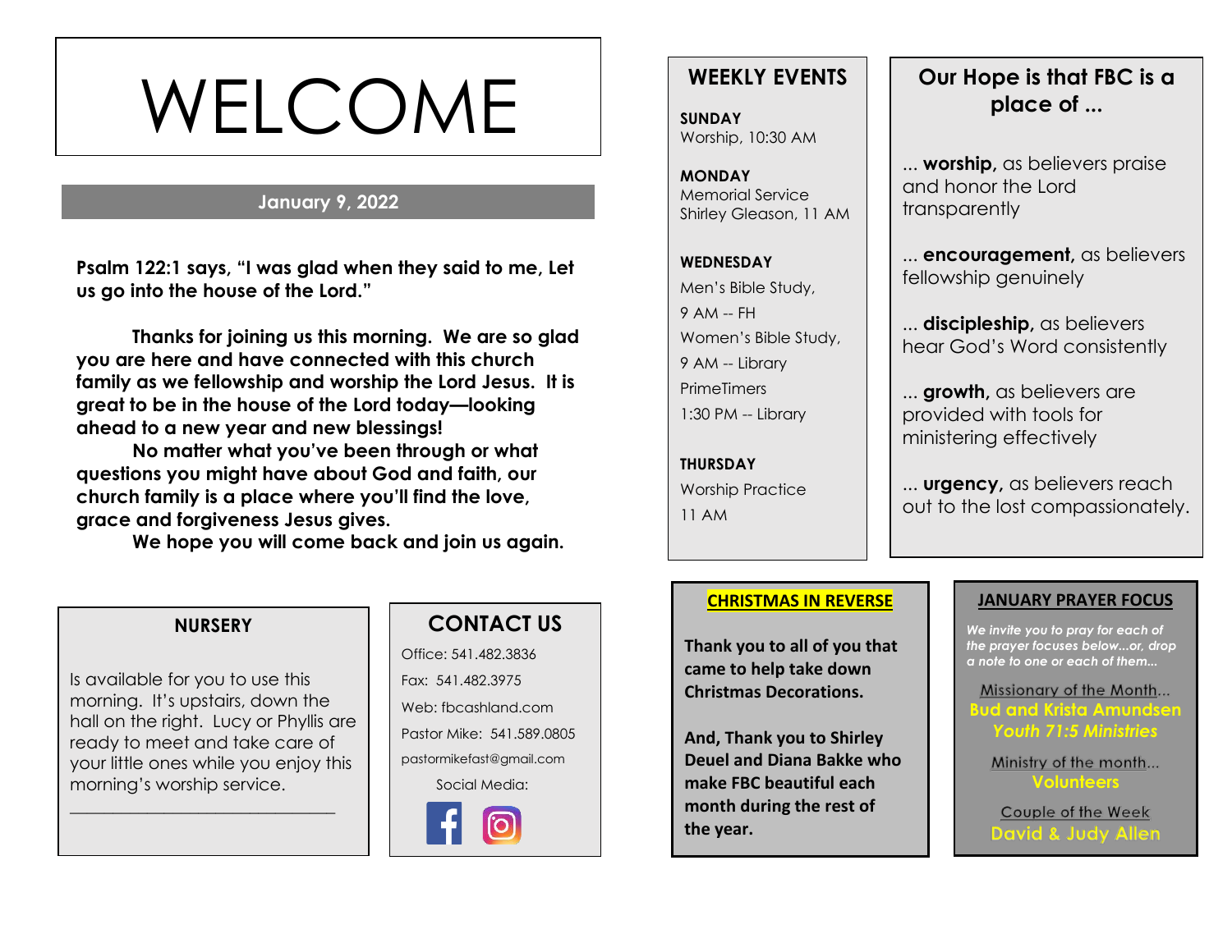# WELCOME

**January 9, 2022**

**Psalm 122:1 says, "I was glad when they said to me, Let us go into the house of the Lord."**

**Thanks for joining us this morning. We are so glad you are here and have connected with this church family as we fellowship and worship the Lord Jesus. It is great to be in the house of the Lord today—looking ahead to a new year and new blessings!**

**No matter what you've been through or what questions you might have about God and faith, our church family is a place where you'll find the love, grace and forgiveness Jesus gives.**

**We hope you will come back and join us again.**

## NURSERY

Is available for you to use this morning. It's upstairs, down the hall on the right. Lucy or Phyllis are ready to meet and take care of your little ones while you enjoy this morning's worship service.

______________________________

## CONTACT US

Office: 541.482.3836

Fax: 541.482.3975

Web: fbcashland.com

Pastor Mike: 541.589.0805

pastormikefast@gmail.com

Social Media:

## WEEKLY EVENTS

**SUNDAY**
Worship, 10:30 AM

**MONDAY**
Memorial Service
Shirley Gleason, 11 AM

**WEDNESDAY**
Men's Bible Study,
9 AM -- FH
Women's Bible Study,
9 AM -- Library
PrimeTimers
1:30 PM -- Library

**THURSDAY**
Worship Practice
11 AM

## Our Hope is that FBC is a place of ...

... **worship,** as believers praise and honor the Lord transparently

... **encouragement,** as believers fellowship genuinely

... **discipleship,** as believers hear God's Word consistently

... **growth,** as believers are provided with tools for ministering effectively

... **urgency,** as believers reach out to the lost compassionately.

## CHRISTMAS IN REVERSE

**Thank you to all of you that came to help take down Christmas Decorations.**

**And, Thank you to Shirley Deuel and Diana Bakke who make FBC beautiful each month during the rest of the year.**

## JANUARY PRAYER FOCUS

*We invite you to pray for each of the prayer focuses below...or, drop a note to one or each of them...*

Missionary of the Month...
**Bud and Krista Amundsen**
***Youth 71:5 Ministries***

Ministry of the month...
**Volunteers**

Couple of the Week
**David & Judy Allen**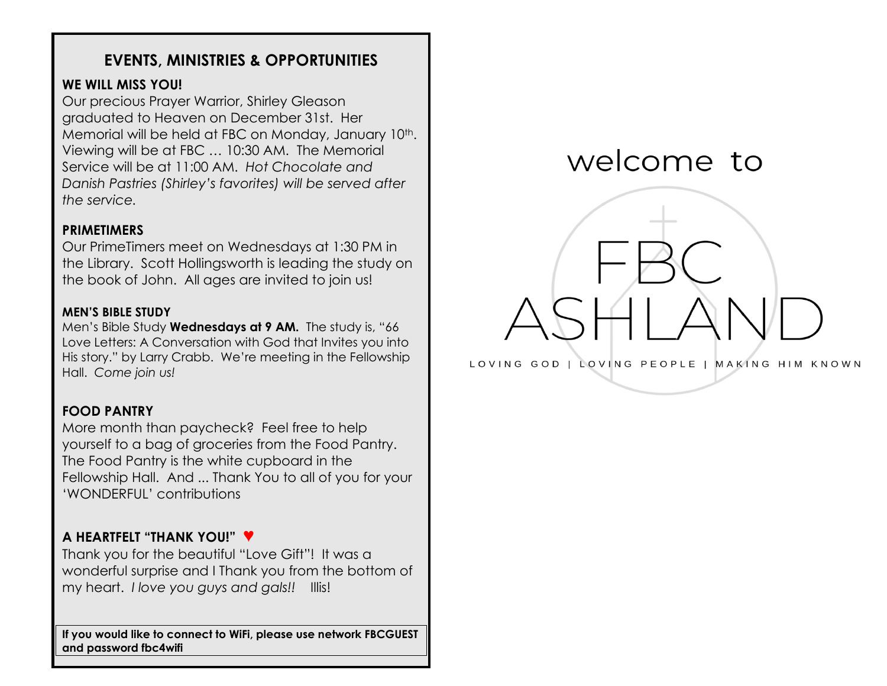## EVENTS, MINISTRIES & OPPORTUNITIES

### WE WILL MISS YOU!

Our precious Prayer Warrior, Shirley Gleason graduated to Heaven on December 31st. Her Memorial will be held at FBC on Monday, January 10th. Viewing will be at FBC … 10:30 AM. The Memorial Service will be at 11:00 AM. *Hot Chocolate and Danish Pastries (Shirley's favorites) will be served after the service.*

### PRIMETIMERS

Our PrimeTimers meet on Wednesdays at 1:30 PM in the Library. Scott Hollingsworth is leading the study on the book of John. All ages are invited to join us!

### MEN'S BIBLE STUDY

Men's Bible Study **Wednesdays at 9 AM.** The study is, "66 Love Letters: A Conversation with God that Invites you into His story." by Larry Crabb. We're meeting in the Fellowship Hall. *Come join us!*

### FOOD PANTRY

More month than paycheck? Feel free to help yourself to a bag of groceries from the Food Pantry. The Food Pantry is the white cupboard in the Fellowship Hall. And ... Thank You to all of you for your 'WONDERFUL' contributions

### A HEARTFELT "THANK YOU!" ♥

Thank you for the beautiful "Love Gift"! It was a wonderful surprise and I Thank you from the bottom of my heart. *I love you guys and gals!!* Illis!

**If you would like to connect to WiFi, please use network FBCGUEST and password fbc4wifi**

welcome to

# FBC ASHLAND

LOVING GOD | LOVING PEOPLE | MAKING HIM KNOWN